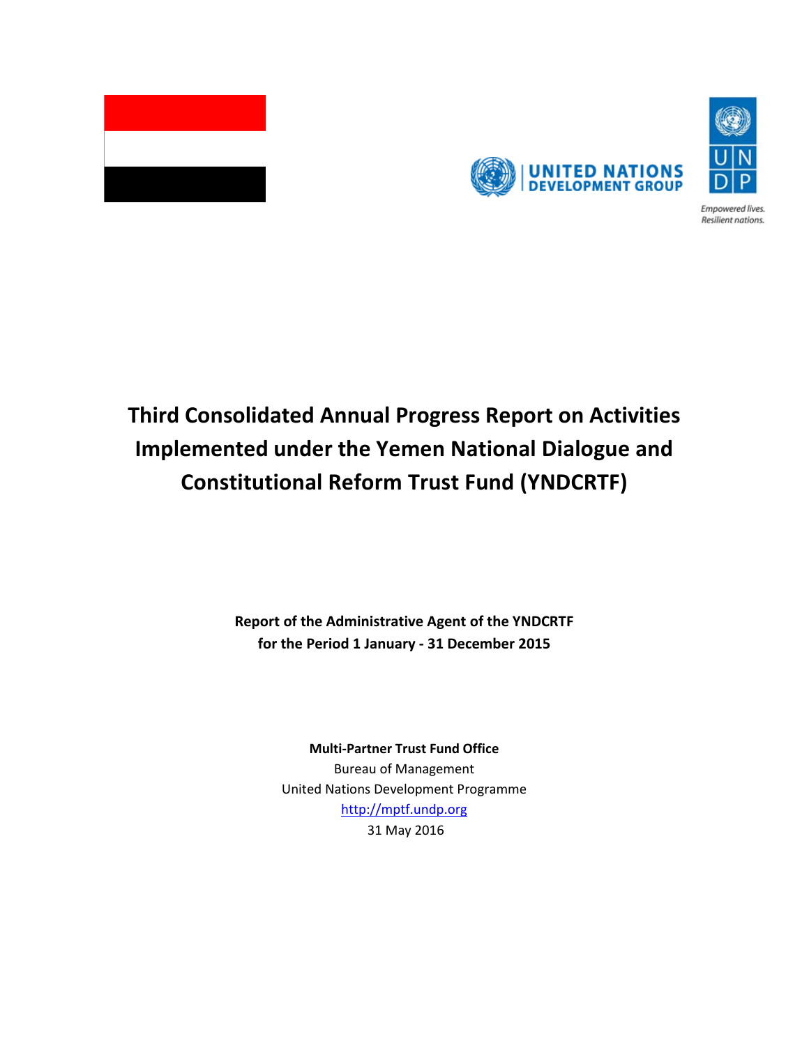# Third Consolidated Annual Progress Report on Activities Implemented under the Yemen National Dialogue and Constitutional Reform Trust Fund (YNDCRTF)

**Report of the Administrative Agent of the YNDCRTF**
**for the Period 1 January - 31 December 2015**

**Multi-Partner Trust Fund Office**
Bureau of Management
United Nations Development Programme
http://mptf.undp.org
31 May 2016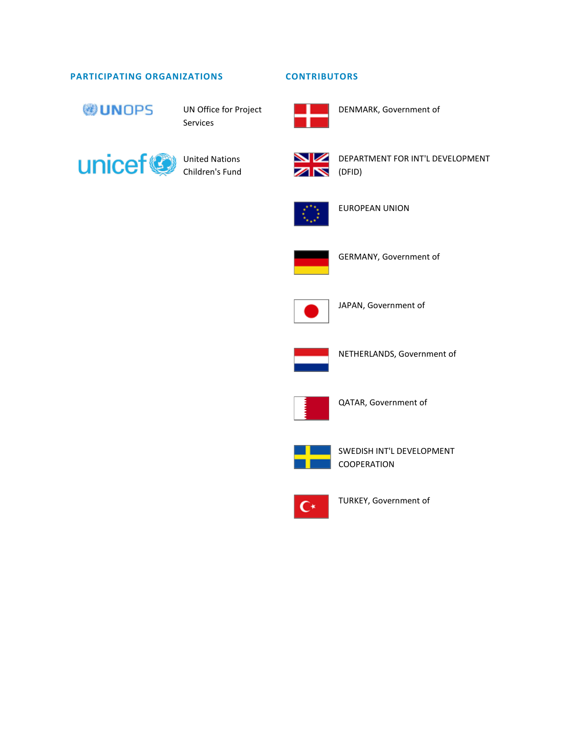## PARTICIPATING ORGANIZATIONS

- UN Office for Project Services
- United Nations Children's Fund

## CONTRIBUTORS

- DENMARK, Government of
- DEPARTMENT FOR INT'L DEVELOPMENT (DFID)
- EUROPEAN UNION
- GERMANY, Government of
- JAPAN, Government of
- NETHERLANDS, Government of
- QATAR, Government of
- SWEDISH INT'L DEVELOPMENT COOPERATION
- TURKEY, Government of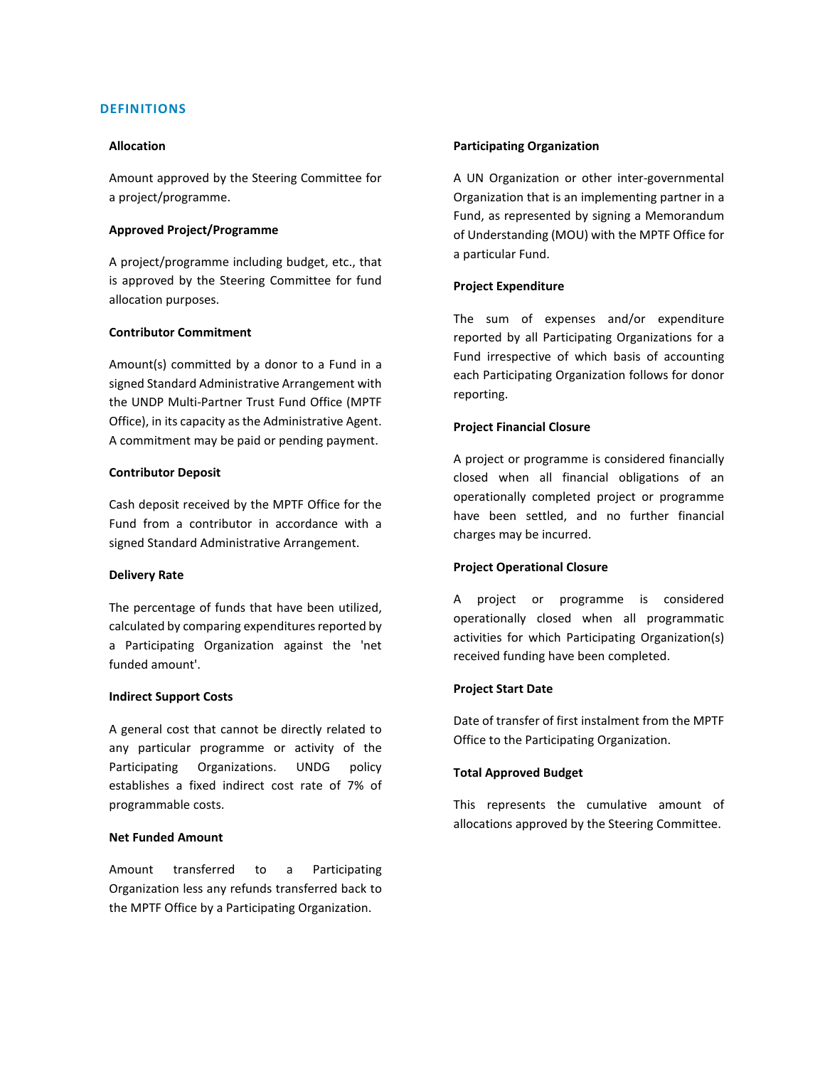## DEFINITIONS

### Allocation

Amount approved by the Steering Committee for a project/programme.

### Approved Project/Programme

A project/programme including budget, etc., that is approved by the Steering Committee for fund allocation purposes.

### Contributor Commitment

Amount(s) committed by a donor to a Fund in a signed Standard Administrative Arrangement with the UNDP Multi-Partner Trust Fund Office (MPTF Office), in its capacity as the Administrative Agent. A commitment may be paid or pending payment.

### Contributor Deposit

Cash deposit received by the MPTF Office for the Fund from a contributor in accordance with a signed Standard Administrative Arrangement.

### Delivery Rate

The percentage of funds that have been utilized, calculated by comparing expenditures reported by a Participating Organization against the 'net funded amount'.

### Indirect Support Costs

A general cost that cannot be directly related to any particular programme or activity of the Participating Organizations. UNDG policy establishes a fixed indirect cost rate of 7% of programmable costs.

### Net Funded Amount

Amount transferred to a Participating Organization less any refunds transferred back to the MPTF Office by a Participating Organization.

### Participating Organization

A UN Organization or other inter-governmental Organization that is an implementing partner in a Fund, as represented by signing a Memorandum of Understanding (MOU) with the MPTF Office for a particular Fund.

### Project Expenditure

The sum of expenses and/or expenditure reported by all Participating Organizations for a Fund irrespective of which basis of accounting each Participating Organization follows for donor reporting.

### Project Financial Closure

A project or programme is considered financially closed when all financial obligations of an operationally completed project or programme have been settled, and no further financial charges may be incurred.

### Project Operational Closure

A project or programme is considered operationally closed when all programmatic activities for which Participating Organization(s) received funding have been completed.

### Project Start Date

Date of transfer of first instalment from the MPTF Office to the Participating Organization.

### Total Approved Budget

This represents the cumulative amount of allocations approved by the Steering Committee.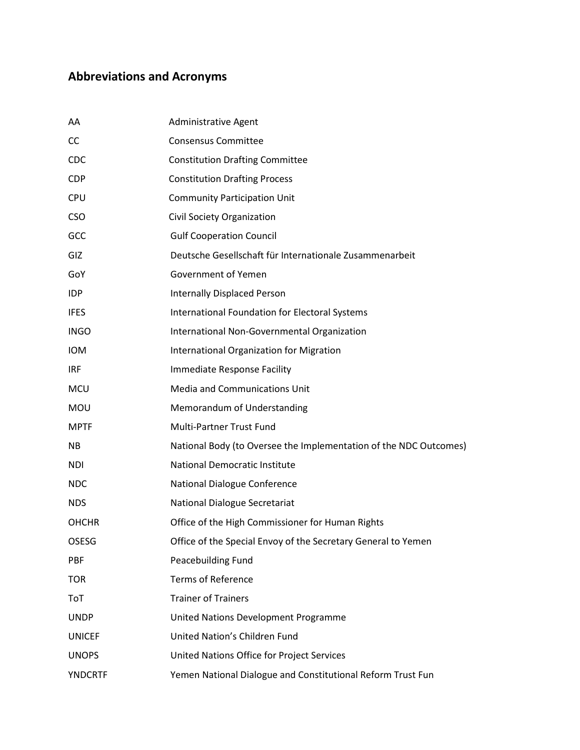## Abbreviations and Acronyms

| | |
|---|---|
| AA | Administrative Agent |
| CC | Consensus Committee |
| CDC | Constitution Drafting Committee |
| CDP | Constitution Drafting Process |
| CPU | Community Participation Unit |
| CSO | Civil Society Organization |
| GCC | Gulf Cooperation Council |
| GIZ | Deutsche Gesellschaft für Internationale Zusammenarbeit |
| GoY | Government of Yemen |
| IDP | Internally Displaced Person |
| IFES | International Foundation for Electoral Systems |
| INGO | International Non-Governmental Organization |
| IOM | International Organization for Migration |
| IRF | Immediate Response Facility |
| MCU | Media and Communications Unit |
| MOU | Memorandum of Understanding |
| MPTF | Multi-Partner Trust Fund |
| NB | National Body (to Oversee the Implementation of the NDC Outcomes) |
| NDI | National Democratic Institute |
| NDC | National Dialogue Conference |
| NDS | National Dialogue Secretariat |
| OHCHR | Office of the High Commissioner for Human Rights |
| OSESG | Office of the Special Envoy of the Secretary General to Yemen |
| PBF | Peacebuilding Fund |
| TOR | Terms of Reference |
| ToT | Trainer of Trainers |
| UNDP | United Nations Development Programme |
| UNICEF | United Nation's Children Fund |
| UNOPS | United Nations Office for Project Services |
| YNDCRTF | Yemen National Dialogue and Constitutional Reform Trust Fun |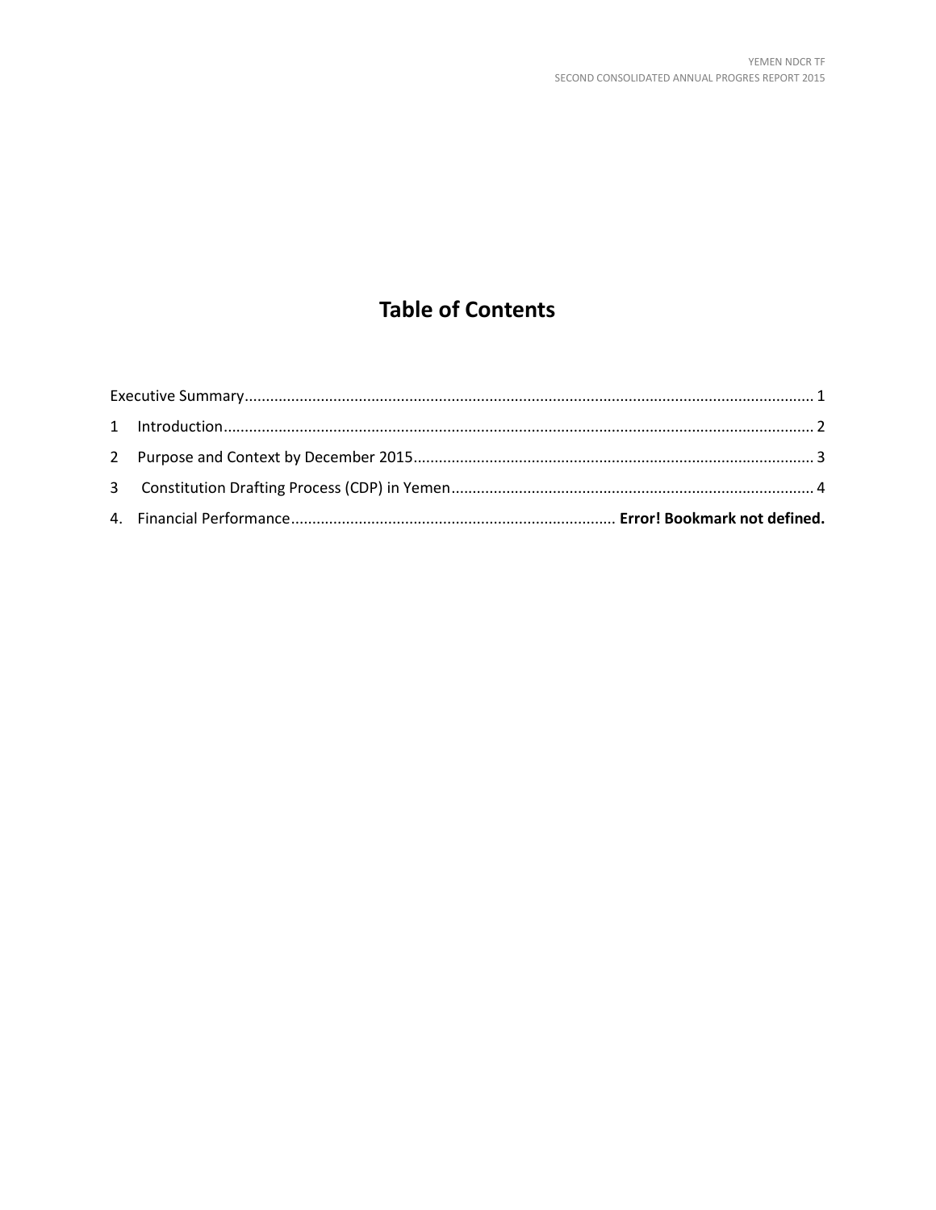# Table of Contents

Executive Summary....................................................................................................................................... 1

1 Introduction........................................................................................................................................... 2

2 Purpose and Context by December 2015............................................................................................... 3

3 Constitution Drafting Process (CDP) in Yemen...................................................................................... 4

4. Financial Performance............................................................................ **Error! Bookmark not defined.**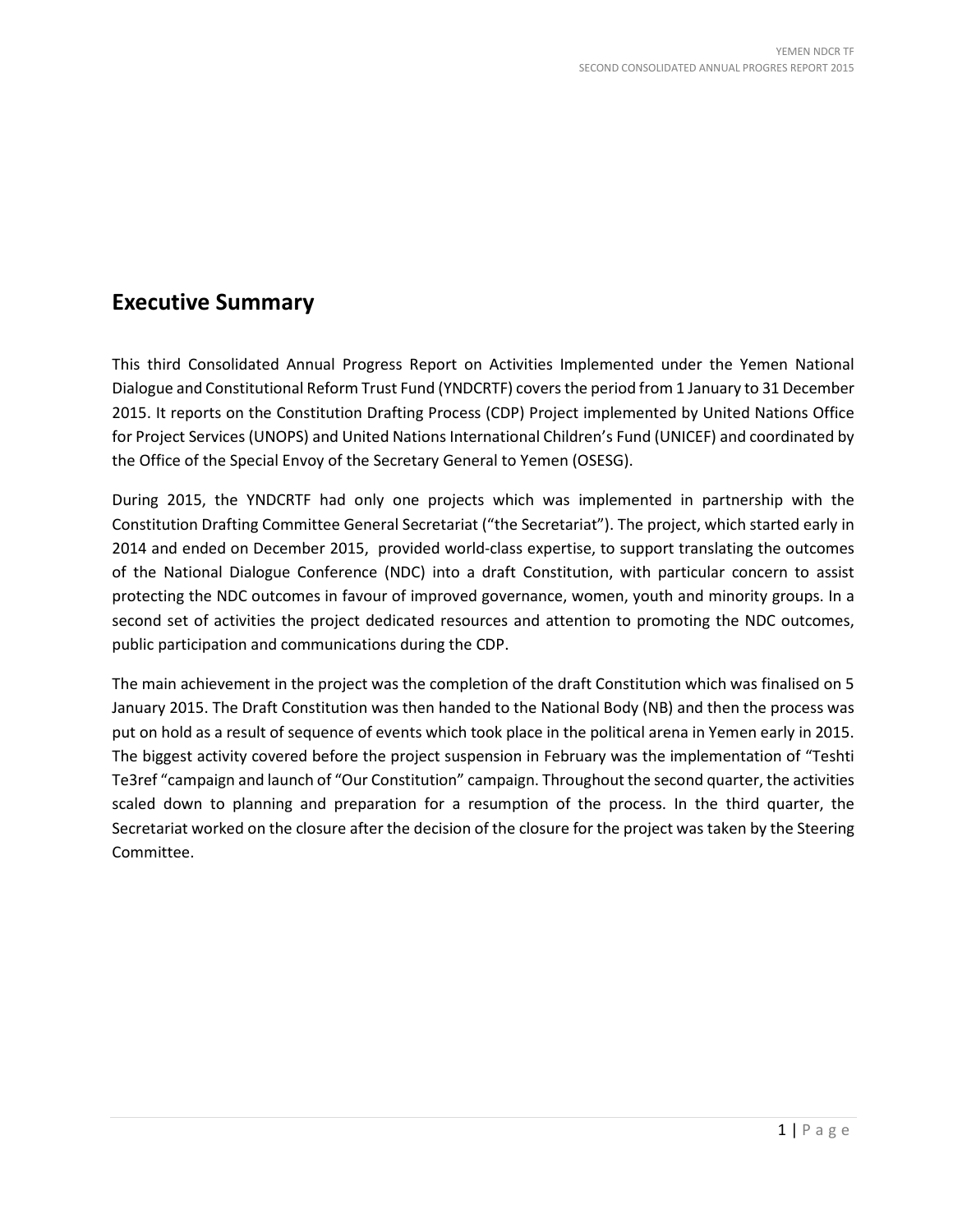## Executive Summary

This third Consolidated Annual Progress Report on Activities Implemented under the Yemen National Dialogue and Constitutional Reform Trust Fund (YNDCRTF) covers the period from 1 January to 31 December 2015. It reports on the Constitution Drafting Process (CDP) Project implemented by United Nations Office for Project Services (UNOPS) and United Nations International Children's Fund (UNICEF) and coordinated by the Office of the Special Envoy of the Secretary General to Yemen (OSESG).

During 2015, the YNDCRTF had only one projects which was implemented in partnership with the Constitution Drafting Committee General Secretariat ("the Secretariat"). The project, which started early in 2014 and ended on December 2015, provided world-class expertise, to support translating the outcomes of the National Dialogue Conference (NDC) into a draft Constitution, with particular concern to assist protecting the NDC outcomes in favour of improved governance, women, youth and minority groups. In a second set of activities the project dedicated resources and attention to promoting the NDC outcomes, public participation and communications during the CDP.

The main achievement in the project was the completion of the draft Constitution which was finalised on 5 January 2015. The Draft Constitution was then handed to the National Body (NB) and then the process was put on hold as a result of sequence of events which took place in the political arena in Yemen early in 2015. The biggest activity covered before the project suspension in February was the implementation of "Teshti Te3ref "campaign and launch of "Our Constitution" campaign. Throughout the second quarter, the activities scaled down to planning and preparation for a resumption of the process. In the third quarter, the Secretariat worked on the closure after the decision of the closure for the project was taken by the Steering Committee.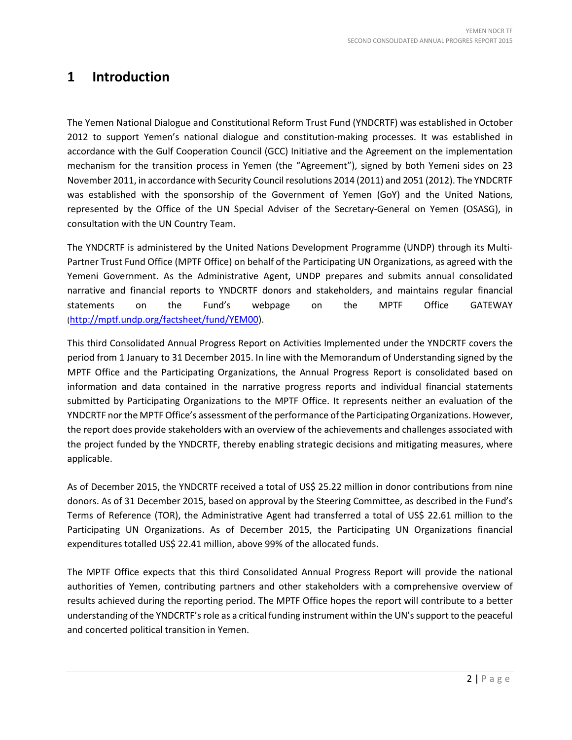# 1 Introduction

The Yemen National Dialogue and Constitutional Reform Trust Fund (YNDCRTF) was established in October 2012 to support Yemen's national dialogue and constitution-making processes. It was established in accordance with the Gulf Cooperation Council (GCC) Initiative and the Agreement on the implementation mechanism for the transition process in Yemen (the "Agreement"), signed by both Yemeni sides on 23 November 2011, in accordance with Security Council resolutions 2014 (2011) and 2051 (2012). The YNDCRTF was established with the sponsorship of the Government of Yemen (GoY) and the United Nations, represented by the Office of the UN Special Adviser of the Secretary-General on Yemen (OSASG), in consultation with the UN Country Team.

The YNDCRTF is administered by the United Nations Development Programme (UNDP) through its Multi-Partner Trust Fund Office (MPTF Office) on behalf of the Participating UN Organizations, as agreed with the Yemeni Government. As the Administrative Agent, UNDP prepares and submits annual consolidated narrative and financial reports to YNDCRTF donors and stakeholders, and maintains regular financial statements on the Fund's webpage on the MPTF Office GATEWAY (http://mptf.undp.org/factsheet/fund/YEM00).

This third Consolidated Annual Progress Report on Activities Implemented under the YNDCRTF covers the period from 1 January to 31 December 2015. In line with the Memorandum of Understanding signed by the MPTF Office and the Participating Organizations, the Annual Progress Report is consolidated based on information and data contained in the narrative progress reports and individual financial statements submitted by Participating Organizations to the MPTF Office. It represents neither an evaluation of the YNDCRTF nor the MPTF Office's assessment of the performance of the Participating Organizations. However, the report does provide stakeholders with an overview of the achievements and challenges associated with the project funded by the YNDCRTF, thereby enabling strategic decisions and mitigating measures, where applicable.

As of December 2015, the YNDCRTF received a total of US$ 25.22 million in donor contributions from nine donors. As of 31 December 2015, based on approval by the Steering Committee, as described in the Fund's Terms of Reference (TOR), the Administrative Agent had transferred a total of US$ 22.61 million to the Participating UN Organizations. As of December 2015, the Participating UN Organizations financial expenditures totalled US$ 22.41 million, above 99% of the allocated funds.

The MPTF Office expects that this third Consolidated Annual Progress Report will provide the national authorities of Yemen, contributing partners and other stakeholders with a comprehensive overview of results achieved during the reporting period. The MPTF Office hopes the report will contribute to a better understanding of the YNDCRTF's role as a critical funding instrument within the UN's support to the peaceful and concerted political transition in Yemen.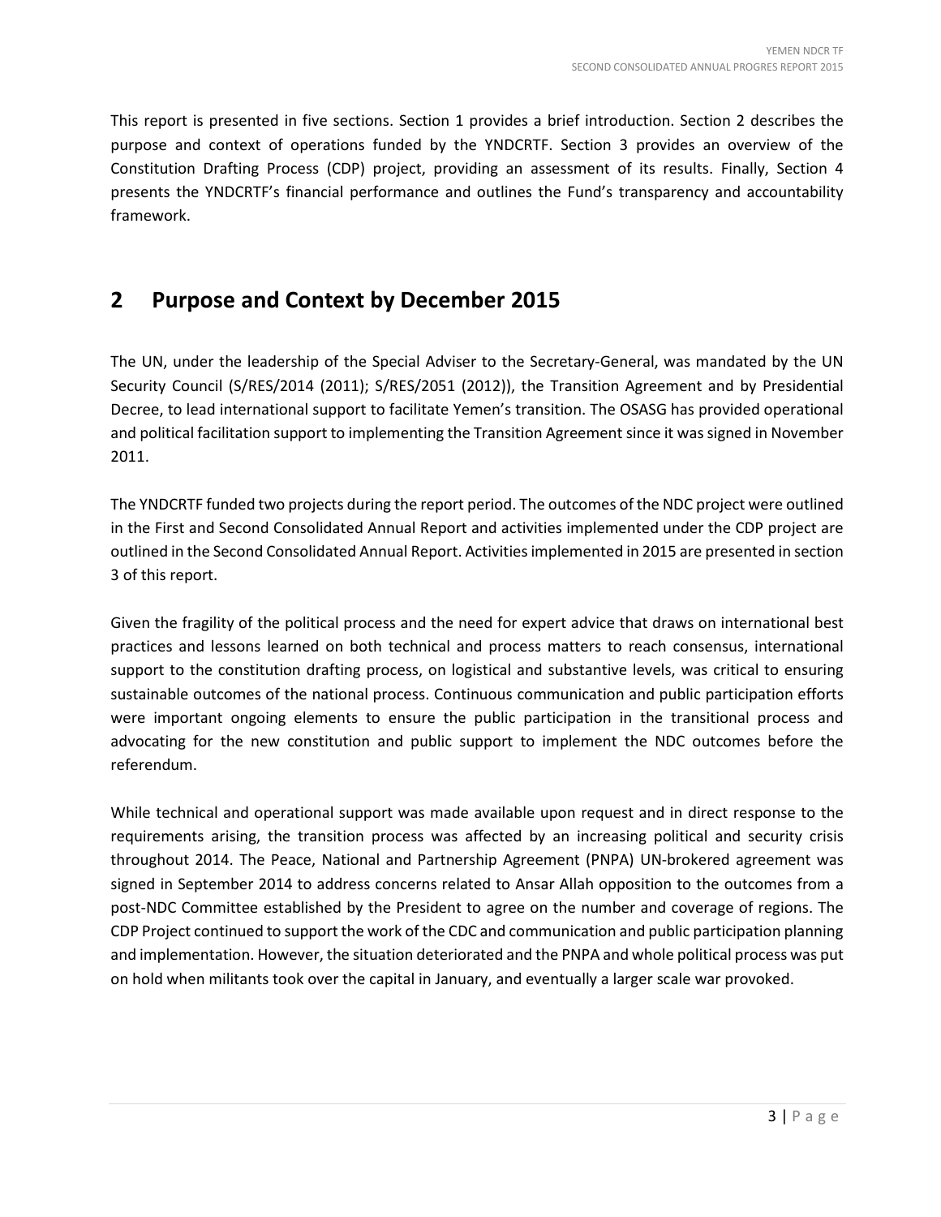This report is presented in five sections. Section 1 provides a brief introduction. Section 2 describes the purpose and context of operations funded by the YNDCRTF. Section 3 provides an overview of the Constitution Drafting Process (CDP) project, providing an assessment of its results. Finally, Section 4 presents the YNDCRTF's financial performance and outlines the Fund's transparency and accountability framework.

# 2 Purpose and Context by December 2015

The UN, under the leadership of the Special Adviser to the Secretary-General, was mandated by the UN Security Council (S/RES/2014 (2011); S/RES/2051 (2012)), the Transition Agreement and by Presidential Decree, to lead international support to facilitate Yemen's transition. The OSASG has provided operational and political facilitation support to implementing the Transition Agreement since it was signed in November 2011.

The YNDCRTF funded two projects during the report period. The outcomes of the NDC project were outlined in the First and Second Consolidated Annual Report and activities implemented under the CDP project are outlined in the Second Consolidated Annual Report. Activities implemented in 2015 are presented in section 3 of this report.

Given the fragility of the political process and the need for expert advice that draws on international best practices and lessons learned on both technical and process matters to reach consensus, international support to the constitution drafting process, on logistical and substantive levels, was critical to ensuring sustainable outcomes of the national process. Continuous communication and public participation efforts were important ongoing elements to ensure the public participation in the transitional process and advocating for the new constitution and public support to implement the NDC outcomes before the referendum.

While technical and operational support was made available upon request and in direct response to the requirements arising, the transition process was affected by an increasing political and security crisis throughout 2014. The Peace, National and Partnership Agreement (PNPA) UN-brokered agreement was signed in September 2014 to address concerns related to Ansar Allah opposition to the outcomes from a post-NDC Committee established by the President to agree on the number and coverage of regions. The CDP Project continued to support the work of the CDC and communication and public participation planning and implementation. However, the situation deteriorated and the PNPA and whole political process was put on hold when militants took over the capital in January, and eventually a larger scale war provoked.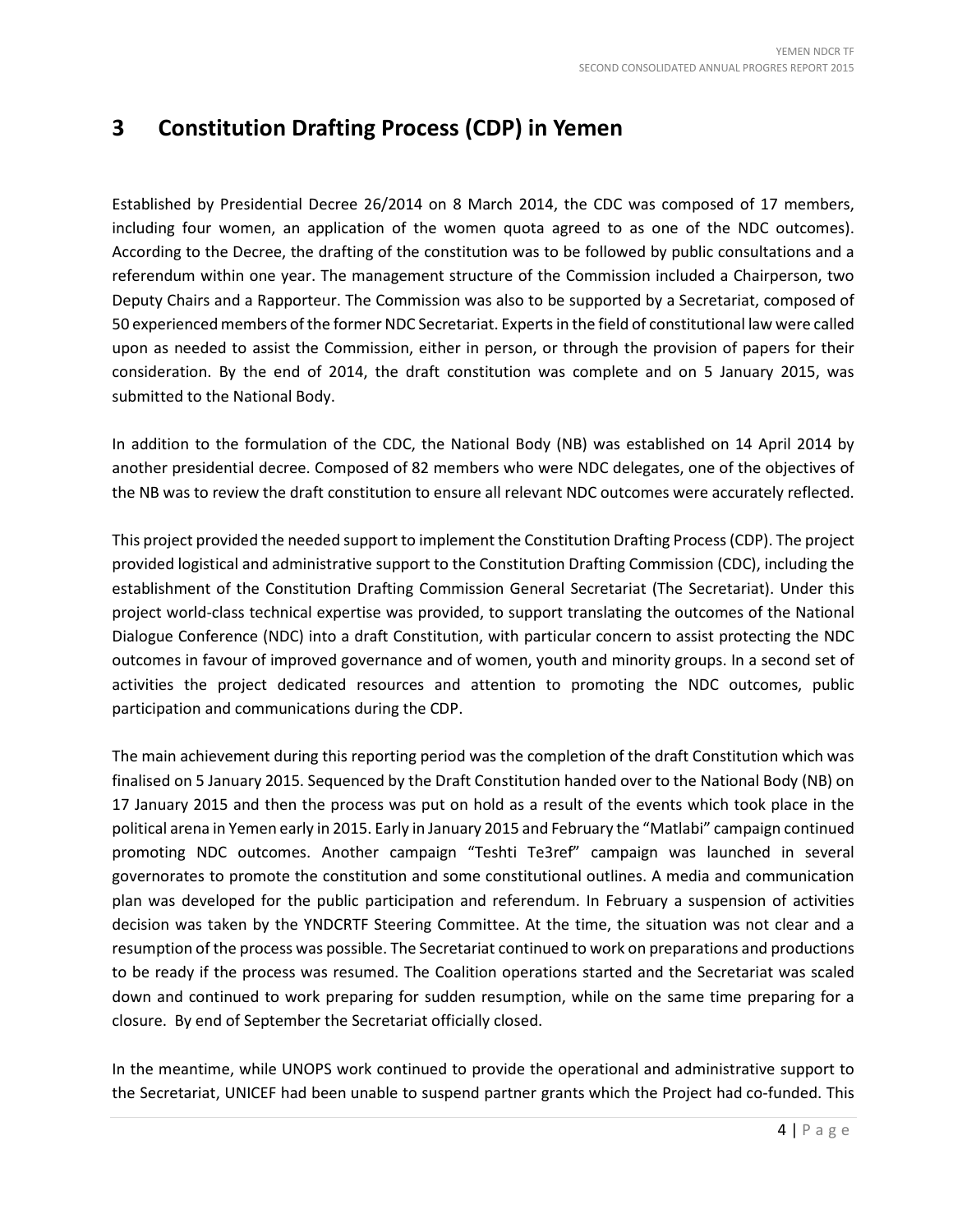# 3 Constitution Drafting Process (CDP) in Yemen

Established by Presidential Decree 26/2014 on 8 March 2014, the CDC was composed of 17 members, including four women, an application of the women quota agreed to as one of the NDC outcomes). According to the Decree, the drafting of the constitution was to be followed by public consultations and a referendum within one year. The management structure of the Commission included a Chairperson, two Deputy Chairs and a Rapporteur. The Commission was also to be supported by a Secretariat, composed of 50 experienced members of the former NDC Secretariat. Experts in the field of constitutional law were called upon as needed to assist the Commission, either in person, or through the provision of papers for their consideration. By the end of 2014, the draft constitution was complete and on 5 January 2015, was submitted to the National Body.

In addition to the formulation of the CDC, the National Body (NB) was established on 14 April 2014 by another presidential decree. Composed of 82 members who were NDC delegates, one of the objectives of the NB was to review the draft constitution to ensure all relevant NDC outcomes were accurately reflected.

This project provided the needed support to implement the Constitution Drafting Process (CDP). The project provided logistical and administrative support to the Constitution Drafting Commission (CDC), including the establishment of the Constitution Drafting Commission General Secretariat (The Secretariat). Under this project world-class technical expertise was provided, to support translating the outcomes of the National Dialogue Conference (NDC) into a draft Constitution, with particular concern to assist protecting the NDC outcomes in favour of improved governance and of women, youth and minority groups. In a second set of activities the project dedicated resources and attention to promoting the NDC outcomes, public participation and communications during the CDP.

The main achievement during this reporting period was the completion of the draft Constitution which was finalised on 5 January 2015. Sequenced by the Draft Constitution handed over to the National Body (NB) on 17 January 2015 and then the process was put on hold as a result of the events which took place in the political arena in Yemen early in 2015. Early in January 2015 and February the "Matlabi" campaign continued promoting NDC outcomes. Another campaign "Teshti Te3ref" campaign was launched in several governorates to promote the constitution and some constitutional outlines. A media and communication plan was developed for the public participation and referendum. In February a suspension of activities decision was taken by the YNDCRTF Steering Committee. At the time, the situation was not clear and a resumption of the process was possible. The Secretariat continued to work on preparations and productions to be ready if the process was resumed. The Coalition operations started and the Secretariat was scaled down and continued to work preparing for sudden resumption, while on the same time preparing for a closure. By end of September the Secretariat officially closed.

In the meantime, while UNOPS work continued to provide the operational and administrative support to the Secretariat, UNICEF had been unable to suspend partner grants which the Project had co-funded. This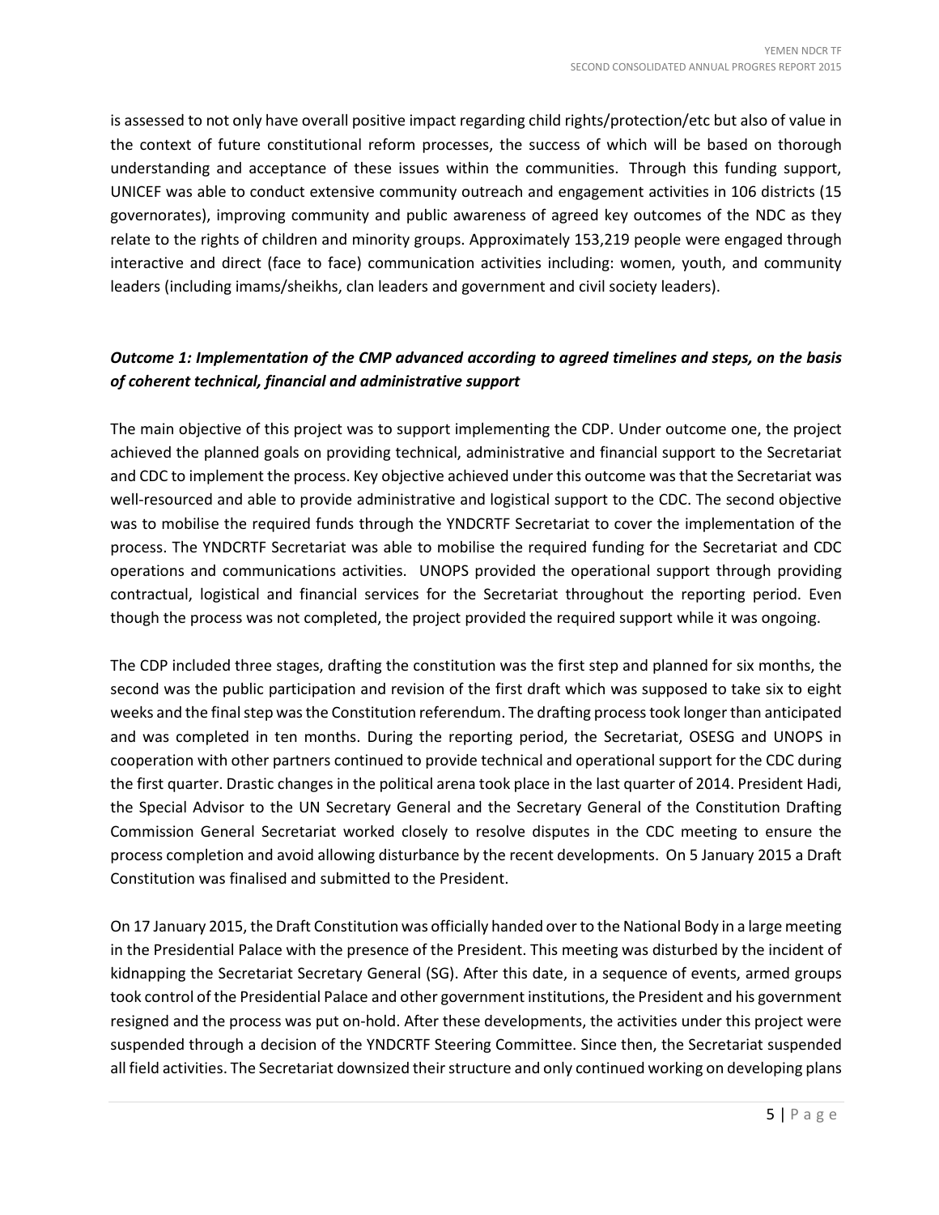is assessed to not only have overall positive impact regarding child rights/protection/etc but also of value in the context of future constitutional reform processes, the success of which will be based on thorough understanding and acceptance of these issues within the communities. Through this funding support, UNICEF was able to conduct extensive community outreach and engagement activities in 106 districts (15 governorates), improving community and public awareness of agreed key outcomes of the NDC as they relate to the rights of children and minority groups. Approximately 153,219 people were engaged through interactive and direct (face to face) communication activities including: women, youth, and community leaders (including imams/sheikhs, clan leaders and government and civil society leaders).

***Outcome 1: Implementation of the CMP advanced according to agreed timelines and steps, on the basis of coherent technical, financial and administrative support***

The main objective of this project was to support implementing the CDP. Under outcome one, the project achieved the planned goals on providing technical, administrative and financial support to the Secretariat and CDC to implement the process. Key objective achieved under this outcome was that the Secretariat was well-resourced and able to provide administrative and logistical support to the CDC. The second objective was to mobilise the required funds through the YNDCRTF Secretariat to cover the implementation of the process. The YNDCRTF Secretariat was able to mobilise the required funding for the Secretariat and CDC operations and communications activities. UNOPS provided the operational support through providing contractual, logistical and financial services for the Secretariat throughout the reporting period. Even though the process was not completed, the project provided the required support while it was ongoing.

The CDP included three stages, drafting the constitution was the first step and planned for six months, the second was the public participation and revision of the first draft which was supposed to take six to eight weeks and the final step was the Constitution referendum. The drafting process took longer than anticipated and was completed in ten months. During the reporting period, the Secretariat, OSESG and UNOPS in cooperation with other partners continued to provide technical and operational support for the CDC during the first quarter. Drastic changes in the political arena took place in the last quarter of 2014. President Hadi, the Special Advisor to the UN Secretary General and the Secretary General of the Constitution Drafting Commission General Secretariat worked closely to resolve disputes in the CDC meeting to ensure the process completion and avoid allowing disturbance by the recent developments. On 5 January 2015 a Draft Constitution was finalised and submitted to the President.

On 17 January 2015, the Draft Constitution was officially handed over to the National Body in a large meeting in the Presidential Palace with the presence of the President. This meeting was disturbed by the incident of kidnapping the Secretariat Secretary General (SG). After this date, in a sequence of events, armed groups took control of the Presidential Palace and other government institutions, the President and his government resigned and the process was put on-hold. After these developments, the activities under this project were suspended through a decision of the YNDCRTF Steering Committee. Since then, the Secretariat suspended all field activities. The Secretariat downsized their structure and only continued working on developing plans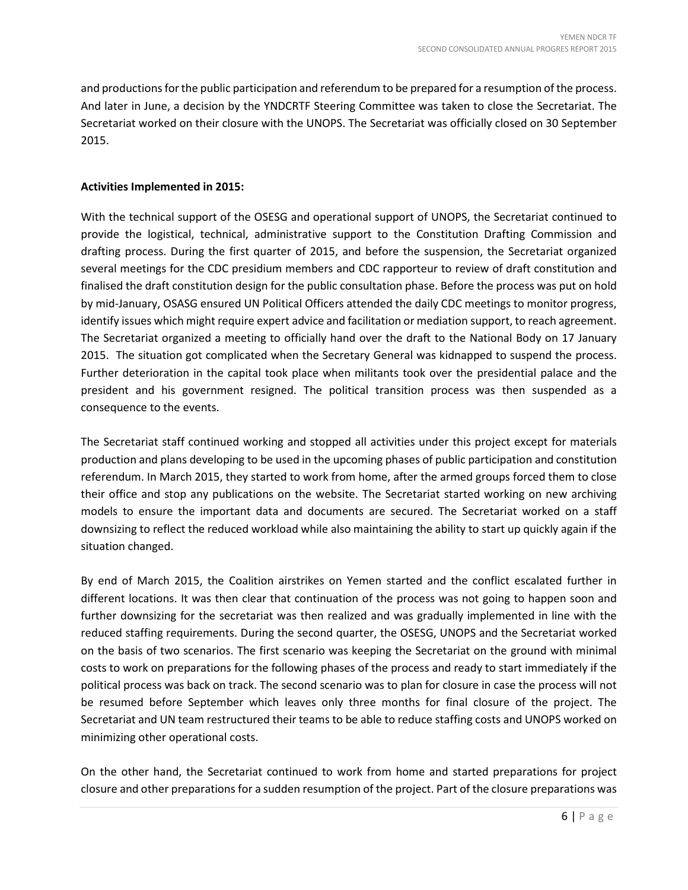and productions for the public participation and referendum to be prepared for a resumption of the process. And later in June, a decision by the YNDCRTF Steering Committee was taken to close the Secretariat. The Secretariat worked on their closure with the UNOPS. The Secretariat was officially closed on 30 September 2015.

**Activities Implemented in 2015:**

With the technical support of the OSESG and operational support of UNOPS, the Secretariat continued to provide the logistical, technical, administrative support to the Constitution Drafting Commission and drafting process. During the first quarter of 2015, and before the suspension, the Secretariat organized several meetings for the CDC presidium members and CDC rapporteur to review of draft constitution and finalised the draft constitution design for the public consultation phase. Before the process was put on hold by mid-January, OSASG ensured UN Political Officers attended the daily CDC meetings to monitor progress, identify issues which might require expert advice and facilitation or mediation support, to reach agreement. The Secretariat organized a meeting to officially hand over the draft to the National Body on 17 January 2015. The situation got complicated when the Secretary General was kidnapped to suspend the process. Further deterioration in the capital took place when militants took over the presidential palace and the president and his government resigned. The political transition process was then suspended as a consequence to the events.

The Secretariat staff continued working and stopped all activities under this project except for materials production and plans developing to be used in the upcoming phases of public participation and constitution referendum. In March 2015, they started to work from home, after the armed groups forced them to close their office and stop any publications on the website. The Secretariat started working on new archiving models to ensure the important data and documents are secured. The Secretariat worked on a staff downsizing to reflect the reduced workload while also maintaining the ability to start up quickly again if the situation changed.

By end of March 2015, the Coalition airstrikes on Yemen started and the conflict escalated further in different locations. It was then clear that continuation of the process was not going to happen soon and further downsizing for the secretariat was then realized and was gradually implemented in line with the reduced staffing requirements. During the second quarter, the OSESG, UNOPS and the Secretariat worked on the basis of two scenarios. The first scenario was keeping the Secretariat on the ground with minimal costs to work on preparations for the following phases of the process and ready to start immediately if the political process was back on track. The second scenario was to plan for closure in case the process will not be resumed before September which leaves only three months for final closure of the project. The Secretariat and UN team restructured their teams to be able to reduce staffing costs and UNOPS worked on minimizing other operational costs.

On the other hand, the Secretariat continued to work from home and started preparations for project closure and other preparations for a sudden resumption of the project. Part of the closure preparations was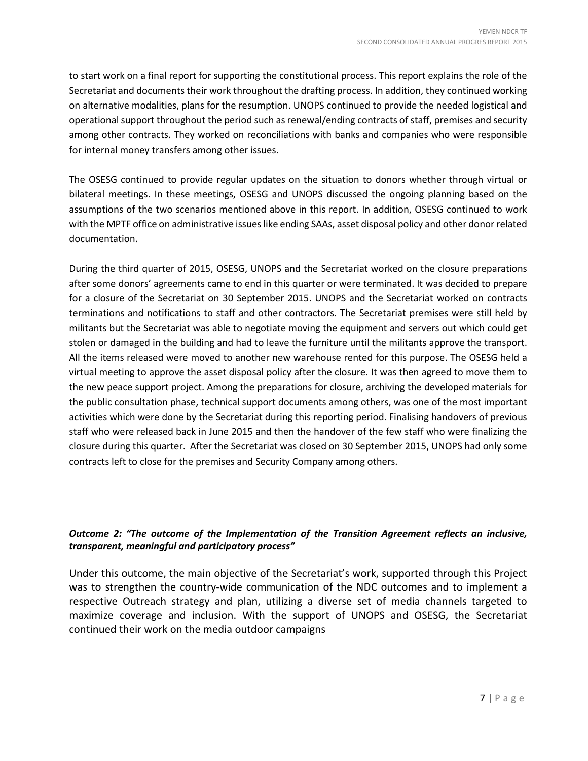to start work on a final report for supporting the constitutional process. This report explains the role of the Secretariat and documents their work throughout the drafting process. In addition, they continued working on alternative modalities, plans for the resumption. UNOPS continued to provide the needed logistical and operational support throughout the period such as renewal/ending contracts of staff, premises and security among other contracts. They worked on reconciliations with banks and companies who were responsible for internal money transfers among other issues.

The OSESG continued to provide regular updates on the situation to donors whether through virtual or bilateral meetings. In these meetings, OSESG and UNOPS discussed the ongoing planning based on the assumptions of the two scenarios mentioned above in this report. In addition, OSESG continued to work with the MPTF office on administrative issues like ending SAAs, asset disposal policy and other donor related documentation.

During the third quarter of 2015, OSESG, UNOPS and the Secretariat worked on the closure preparations after some donors' agreements came to end in this quarter or were terminated. It was decided to prepare for a closure of the Secretariat on 30 September 2015. UNOPS and the Secretariat worked on contracts terminations and notifications to staff and other contractors. The Secretariat premises were still held by militants but the Secretariat was able to negotiate moving the equipment and servers out which could get stolen or damaged in the building and had to leave the furniture until the militants approve the transport. All the items released were moved to another new warehouse rented for this purpose. The OSESG held a virtual meeting to approve the asset disposal policy after the closure. It was then agreed to move them to the new peace support project. Among the preparations for closure, archiving the developed materials for the public consultation phase, technical support documents among others, was one of the most important activities which were done by the Secretariat during this reporting period. Finalising handovers of previous staff who were released back in June 2015 and then the handover of the few staff who were finalizing the closure during this quarter. After the Secretariat was closed on 30 September 2015, UNOPS had only some contracts left to close for the premises and Security Company among others.

***Outcome 2: "The outcome of the Implementation of the Transition Agreement reflects an inclusive, transparent, meaningful and participatory process"***

Under this outcome, the main objective of the Secretariat's work, supported through this Project was to strengthen the country-wide communication of the NDC outcomes and to implement a respective Outreach strategy and plan, utilizing a diverse set of media channels targeted to maximize coverage and inclusion. With the support of UNOPS and OSESG, the Secretariat continued their work on the media outdoor campaigns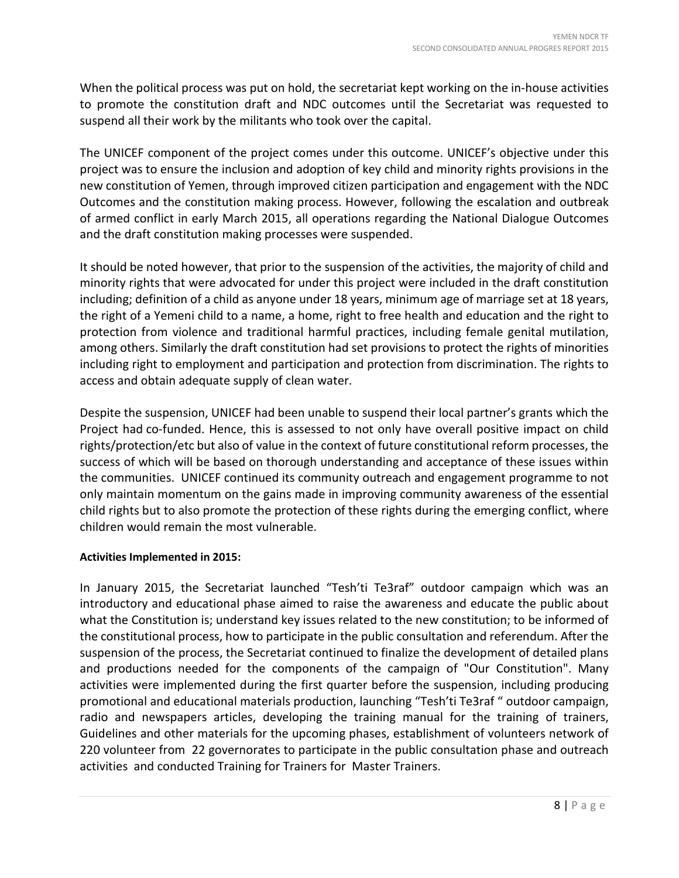When the political process was put on hold, the secretariat kept working on the in-house activities to promote the constitution draft and NDC outcomes until the Secretariat was requested to suspend all their work by the militants who took over the capital.

The UNICEF component of the project comes under this outcome. UNICEF's objective under this project was to ensure the inclusion and adoption of key child and minority rights provisions in the new constitution of Yemen, through improved citizen participation and engagement with the NDC Outcomes and the constitution making process. However, following the escalation and outbreak of armed conflict in early March 2015, all operations regarding the National Dialogue Outcomes and the draft constitution making processes were suspended.

It should be noted however, that prior to the suspension of the activities, the majority of child and minority rights that were advocated for under this project were included in the draft constitution including; definition of a child as anyone under 18 years, minimum age of marriage set at 18 years, the right of a Yemeni child to a name, a home, right to free health and education and the right to protection from violence and traditional harmful practices, including female genital mutilation, among others. Similarly the draft constitution had set provisions to protect the rights of minorities including right to employment and participation and protection from discrimination. The rights to access and obtain adequate supply of clean water.

Despite the suspension, UNICEF had been unable to suspend their local partner's grants which the Project had co-funded. Hence, this is assessed to not only have overall positive impact on child rights/protection/etc but also of value in the context of future constitutional reform processes, the success of which will be based on thorough understanding and acceptance of these issues within the communities. UNICEF continued its community outreach and engagement programme to not only maintain momentum on the gains made in improving community awareness of the essential child rights but to also promote the protection of these rights during the emerging conflict, where children would remain the most vulnerable.

**Activities Implemented in 2015:**

In January 2015, the Secretariat launched "Tesh'ti Te3raf" outdoor campaign which was an introductory and educational phase aimed to raise the awareness and educate the public about what the Constitution is; understand key issues related to the new constitution; to be informed of the constitutional process, how to participate in the public consultation and referendum. After the suspension of the process, the Secretariat continued to finalize the development of detailed plans and productions needed for the components of the campaign of "Our Constitution". Many activities were implemented during the first quarter before the suspension, including producing promotional and educational materials production, launching "Tesh'ti Te3raf " outdoor campaign, radio and newspapers articles, developing the training manual for the training of trainers, Guidelines and other materials for the upcoming phases, establishment of volunteers network of 220 volunteer from 22 governorates to participate in the public consultation phase and outreach activities and conducted Training for Trainers for Master Trainers.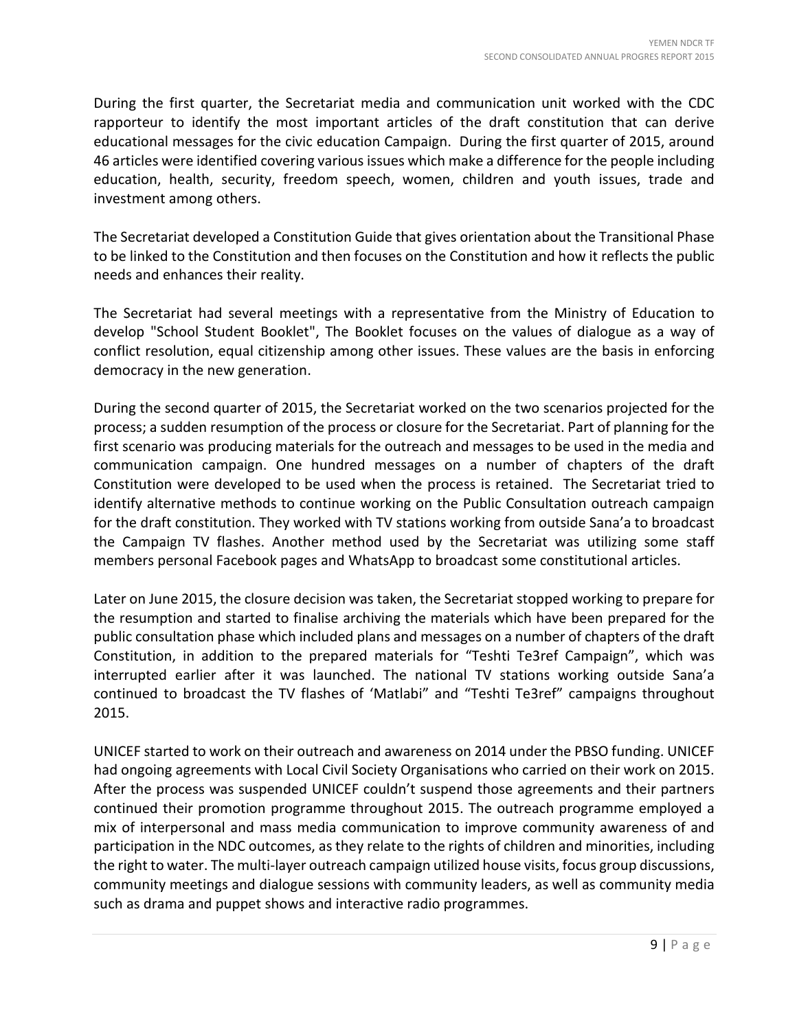During the first quarter, the Secretariat media and communication unit worked with the CDC rapporteur to identify the most important articles of the draft constitution that can derive educational messages for the civic education Campaign. During the first quarter of 2015, around 46 articles were identified covering various issues which make a difference for the people including education, health, security, freedom speech, women, children and youth issues, trade and investment among others.

The Secretariat developed a Constitution Guide that gives orientation about the Transitional Phase to be linked to the Constitution and then focuses on the Constitution and how it reflects the public needs and enhances their reality.

The Secretariat had several meetings with a representative from the Ministry of Education to develop "School Student Booklet", The Booklet focuses on the values of dialogue as a way of conflict resolution, equal citizenship among other issues. These values are the basis in enforcing democracy in the new generation.

During the second quarter of 2015, the Secretariat worked on the two scenarios projected for the process; a sudden resumption of the process or closure for the Secretariat. Part of planning for the first scenario was producing materials for the outreach and messages to be used in the media and communication campaign. One hundred messages on a number of chapters of the draft Constitution were developed to be used when the process is retained. The Secretariat tried to identify alternative methods to continue working on the Public Consultation outreach campaign for the draft constitution. They worked with TV stations working from outside Sana'a to broadcast the Campaign TV flashes. Another method used by the Secretariat was utilizing some staff members personal Facebook pages and WhatsApp to broadcast some constitutional articles.

Later on June 2015, the closure decision was taken, the Secretariat stopped working to prepare for the resumption and started to finalise archiving the materials which have been prepared for the public consultation phase which included plans and messages on a number of chapters of the draft Constitution, in addition to the prepared materials for "Teshti Te3ref Campaign", which was interrupted earlier after it was launched. The national TV stations working outside Sana'a continued to broadcast the TV flashes of 'Matlabi" and "Teshti Te3ref" campaigns throughout 2015.

UNICEF started to work on their outreach and awareness on 2014 under the PBSO funding. UNICEF had ongoing agreements with Local Civil Society Organisations who carried on their work on 2015. After the process was suspended UNICEF couldn't suspend those agreements and their partners continued their promotion programme throughout 2015. The outreach programme employed a mix of interpersonal and mass media communication to improve community awareness of and participation in the NDC outcomes, as they relate to the rights of children and minorities, including the right to water. The multi-layer outreach campaign utilized house visits, focus group discussions, community meetings and dialogue sessions with community leaders, as well as community media such as drama and puppet shows and interactive radio programmes.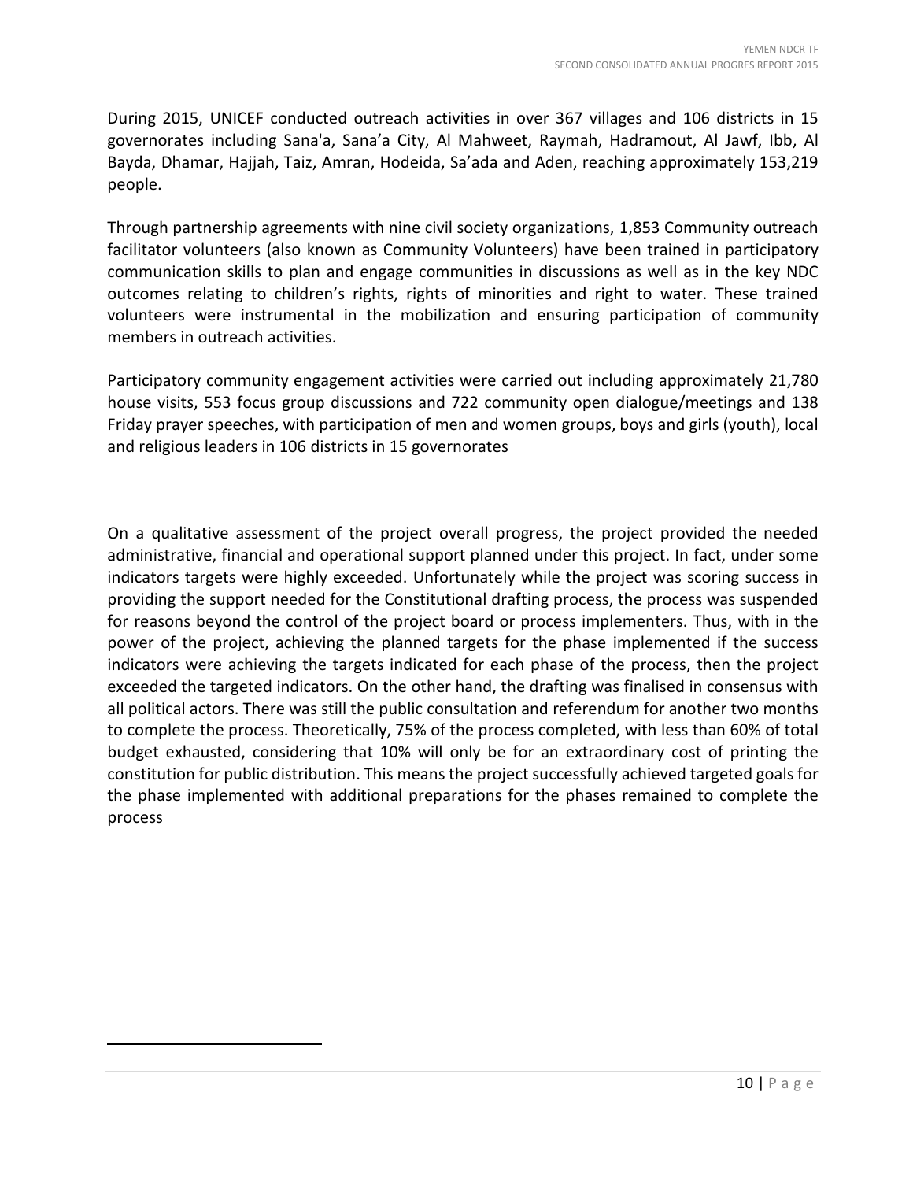During 2015, UNICEF conducted outreach activities in over 367 villages and 106 districts in 15 governorates including Sana'a, Sana'a City, Al Mahweet, Raymah, Hadramout, Al Jawf, Ibb, Al Bayda, Dhamar, Hajjah, Taiz, Amran, Hodeida, Sa'ada and Aden, reaching approximately 153,219 people.

Through partnership agreements with nine civil society organizations, 1,853 Community outreach facilitator volunteers (also known as Community Volunteers) have been trained in participatory communication skills to plan and engage communities in discussions as well as in the key NDC outcomes relating to children's rights, rights of minorities and right to water. These trained volunteers were instrumental in the mobilization and ensuring participation of community members in outreach activities.

Participatory community engagement activities were carried out including approximately 21,780 house visits, 553 focus group discussions and 722 community open dialogue/meetings and 138 Friday prayer speeches, with participation of men and women groups, boys and girls (youth), local and religious leaders in 106 districts in 15 governorates

On a qualitative assessment of the project overall progress, the project provided the needed administrative, financial and operational support planned under this project. In fact, under some indicators targets were highly exceeded. Unfortunately while the project was scoring success in providing the support needed for the Constitutional drafting process, the process was suspended for reasons beyond the control of the project board or process implementers. Thus, with in the power of the project, achieving the planned targets for the phase implemented if the success indicators were achieving the targets indicated for each phase of the process, then the project exceeded the targeted indicators. On the other hand, the drafting was finalised in consensus with all political actors. There was still the public consultation and referendum for another two months to complete the process. Theoretically, 75% of the process completed, with less than 60% of total budget exhausted, considering that 10% will only be for an extraordinary cost of printing the constitution for public distribution. This means the project successfully achieved targeted goals for the phase implemented with additional preparations for the phases remained to complete the process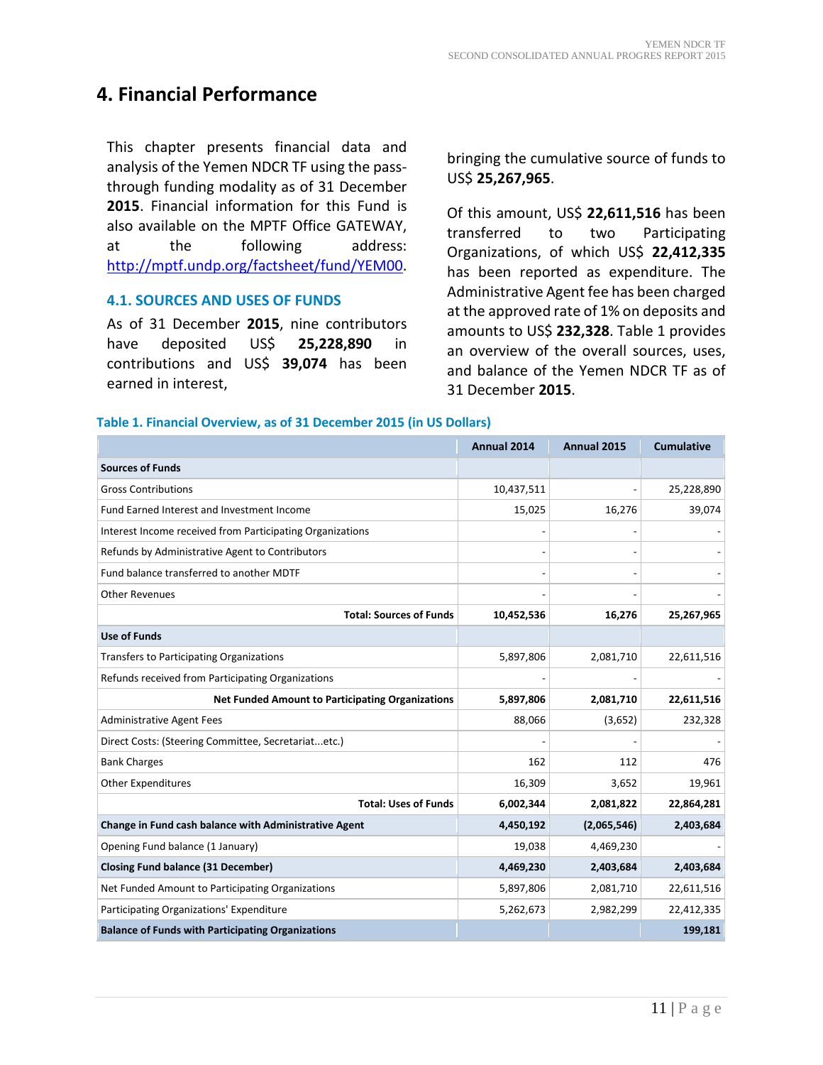# 4. Financial Performance

This chapter presents financial data and analysis of the Yemen NDCR TF using the pass-through funding modality as of 31 December **2015**. Financial information for this Fund is also available on the MPTF Office GATEWAY, at the following address: http://mptf.undp.org/factsheet/fund/YEM00.

### 4.1. SOURCES AND USES OF FUNDS

As of 31 December **2015**, nine contributors have deposited US$ **25,228,890** in contributions and US$ **39,074** has been earned in interest, bringing the cumulative source of funds to US$ **25,267,965**.

Of this amount, US$ **22,611,516** has been transferred to two Participating Organizations, of which US$ **22,412,335** has been reported as expenditure. The Administrative Agent fee has been charged at the approved rate of 1% on deposits and amounts to US$ **232,328**. Table 1 provides an overview of the overall sources, uses, and balance of the Yemen NDCR TF as of 31 December **2015**.

**Table 1. Financial Overview, as of 31 December 2015 (in US Dollars)**

| | Annual 2014 | Annual 2015 | Cumulative |
|---|---|---|---|
| **Sources of Funds** | | | |
| Gross Contributions | 10,437,511 | - | 25,228,890 |
| Fund Earned Interest and Investment Income | 15,025 | 16,276 | 39,074 |
| Interest Income received from Participating Organizations | - | - | - |
| Refunds by Administrative Agent to Contributors | - | - | - |
| Fund balance transferred to another MDTF | - | - | - |
| Other Revenues | - | - | - |
| **Total: Sources of Funds** | **10,452,536** | **16,276** | **25,267,965** |
| **Use of Funds** | | | |
| Transfers to Participating Organizations | 5,897,806 | 2,081,710 | 22,611,516 |
| Refunds received from Participating Organizations | - | - | - |
| **Net Funded Amount to Participating Organizations** | **5,897,806** | **2,081,710** | **22,611,516** |
| Administrative Agent Fees | 88,066 | (3,652) | 232,328 |
| Direct Costs: (Steering Committee, Secretariat...etc.) | - | - | - |
| Bank Charges | 162 | 112 | 476 |
| Other Expenditures | 16,309 | 3,652 | 19,961 |
| **Total: Uses of Funds** | **6,002,344** | **2,081,822** | **22,864,281** |
| **Change in Fund cash balance with Administrative Agent** | **4,450,192** | **(2,065,546)** | **2,403,684** |
| Opening Fund balance (1 January) | 19,038 | 4,469,230 | - |
| **Closing Fund balance (31 December)** | **4,469,230** | **2,403,684** | **2,403,684** |
| Net Funded Amount to Participating Organizations | 5,897,806 | 2,081,710 | 22,611,516 |
| Participating Organizations' Expenditure | 5,262,673 | 2,982,299 | 22,412,335 |
| **Balance of Funds with Participating Organizations** | | | **199,181** |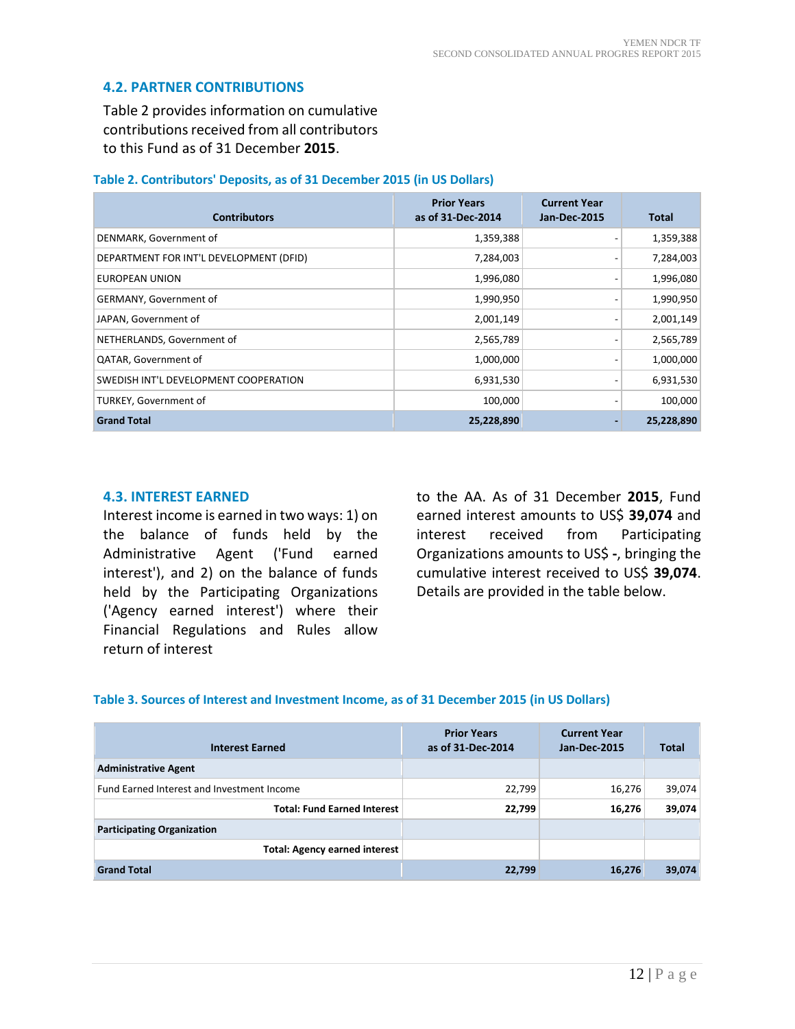## 4.2. PARTNER CONTRIBUTIONS

Table 2 provides information on cumulative contributions received from all contributors to this Fund as of 31 December **2015**.

**Table 2. Contributors' Deposits, as of 31 December 2015 (in US Dollars)**

| Contributors | Prior Years as of 31-Dec-2014 | Current Year Jan-Dec-2015 | Total |
|---|---|---|---|
| DENMARK, Government of | 1,359,388 | - | 1,359,388 |
| DEPARTMENT FOR INT'L DEVELOPMENT (DFID) | 7,284,003 | - | 7,284,003 |
| EUROPEAN UNION | 1,996,080 | - | 1,996,080 |
| GERMANY, Government of | 1,990,950 | - | 1,990,950 |
| JAPAN, Government of | 2,001,149 | - | 2,001,149 |
| NETHERLANDS, Government of | 2,565,789 | - | 2,565,789 |
| QATAR, Government of | 1,000,000 | - | 1,000,000 |
| SWEDISH INT'L DEVELOPMENT COOPERATION | 6,931,530 | - | 6,931,530 |
| TURKEY, Government of | 100,000 | - | 100,000 |
| **Grand Total** | **25,228,890** | **-** | **25,228,890** |

## 4.3. INTEREST EARNED

Interest income is earned in two ways: 1) on the balance of funds held by the Administrative Agent ('Fund earned interest'), and 2) on the balance of funds held by the Participating Organizations ('Agency earned interest') where their Financial Regulations and Rules allow return of interest to the AA. As of 31 December **2015**, Fund earned interest amounts to US$ **39,074** and interest received from Participating Organizations amounts to US$ **-**, bringing the cumulative interest received to US$ **39,074**. Details are provided in the table below.

**Table 3. Sources of Interest and Investment Income, as of 31 December 2015 (in US Dollars)**

| Interest Earned | Prior Years as of 31-Dec-2014 | Current Year Jan-Dec-2015 | Total |
|---|---|---|---|
| **Administrative Agent** | | | |
| Fund Earned Interest and Investment Income | 22,799 | 16,276 | 39,074 |
| **Total: Fund Earned Interest** | **22,799** | **16,276** | **39,074** |
| **Participating Organization** | | | |
| **Total: Agency earned interest** | | | |
| **Grand Total** | **22,799** | **16,276** | **39,074** |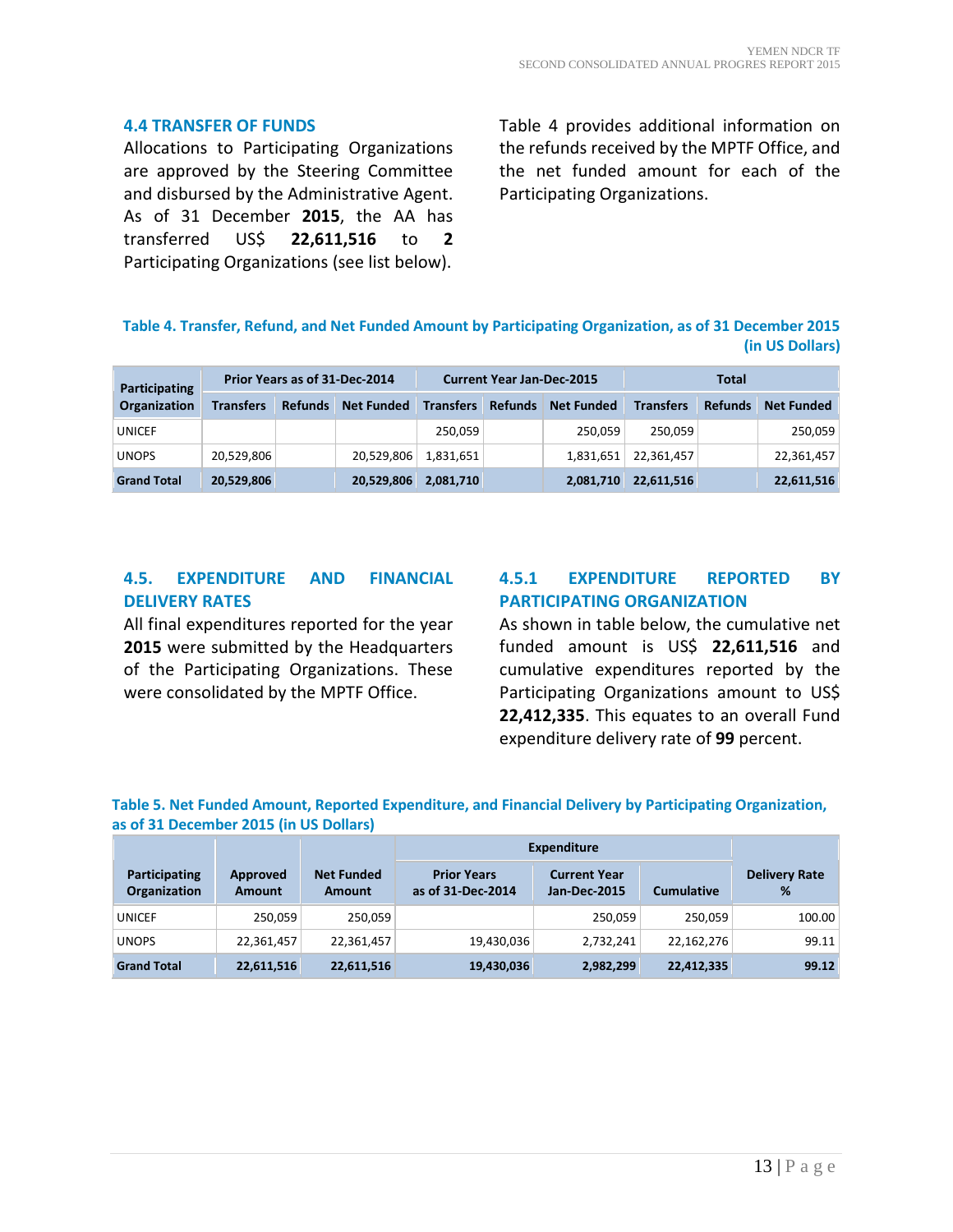## 4.4 TRANSFER OF FUNDS

Allocations to Participating Organizations are approved by the Steering Committee and disbursed by the Administrative Agent. As of 31 December **2015**, the AA has transferred US$ **22,611,516** to **2** Participating Organizations (see list below).

Table 4 provides additional information on the refunds received by the MPTF Office, and the net funded amount for each of the Participating Organizations.

**Table 4. Transfer, Refund, and Net Funded Amount by Participating Organization, as of 31 December 2015 (in US Dollars)**

| Participating Organization | Prior Years as of 31-Dec-2014 | | | Current Year Jan-Dec-2015 | | | Total | | |
|---|---|---|---|---|---|---|---|---|---|
| | Transfers | Refunds | Net Funded | Transfers | Refunds | Net Funded | Transfers | Refunds | Net Funded |
| UNICEF | | | | 250,059 | | 250,059 | 250,059 | | 250,059 |
| UNOPS | 20,529,806 | | 20,529,806 | 1,831,651 | | 1,831,651 | 22,361,457 | | 22,361,457 |
| **Grand Total** | **20,529,806** | | **20,529,806** | **2,081,710** | | **2,081,710** | **22,611,516** | | **22,611,516** |

## 4.5. EXPENDITURE AND FINANCIAL DELIVERY RATES

All final expenditures reported for the year **2015** were submitted by the Headquarters of the Participating Organizations. These were consolidated by the MPTF Office.

### 4.5.1 EXPENDITURE REPORTED BY PARTICIPATING ORGANIZATION

As shown in table below, the cumulative net funded amount is US$ **22,611,516** and cumulative expenditures reported by the Participating Organizations amount to US$ **22,412,335**. This equates to an overall Fund expenditure delivery rate of **99** percent.

**Table 5. Net Funded Amount, Reported Expenditure, and Financial Delivery by Participating Organization, as of 31 December 2015 (in US Dollars)**

| Participating Organization | Approved Amount | Net Funded Amount | Expenditure | | | Delivery Rate % |
|---|---|---|---|---|---|---|
| | | | Prior Years as of 31-Dec-2014 | Current Year Jan-Dec-2015 | Cumulative | |
| UNICEF | 250,059 | 250,059 | | 250,059 | 250,059 | 100.00 |
| UNOPS | 22,361,457 | 22,361,457 | 19,430,036 | 2,732,241 | 22,162,276 | 99.11 |
| **Grand Total** | **22,611,516** | **22,611,516** | **19,430,036** | **2,982,299** | **22,412,335** | **99.12** |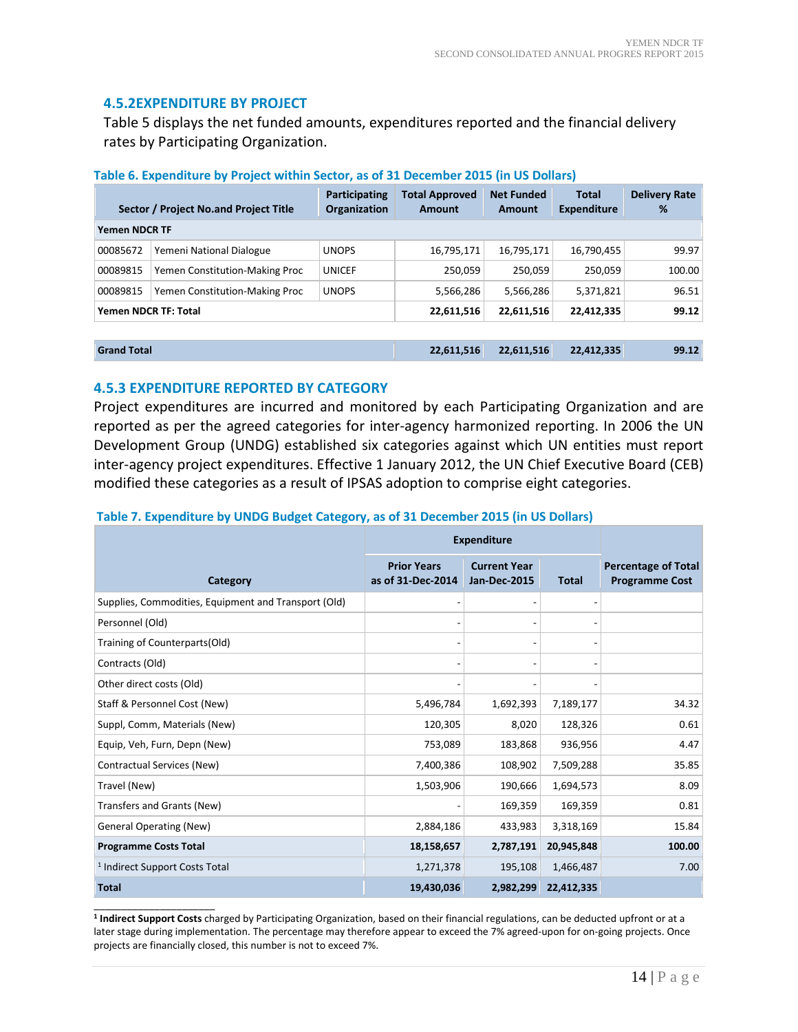### 4.5.2EXPENDITURE BY PROJECT

Table 5 displays the net funded amounts, expenditures reported and the financial delivery rates by Participating Organization.

**Table 6. Expenditure by Project within Sector, as of 31 December 2015 (in US Dollars)**

| Sector / Project No.and Project Title | | Participating Organization | Total Approved Amount | Net Funded Amount | Total Expenditure | Delivery Rate % |
|---|---|---|---|---|---|---|
| **Yemen NDCR TF** | | | | | | |
| 00085672 | Yemeni National Dialogue | UNOPS | 16,795,171 | 16,795,171 | 16,790,455 | 99.97 |
| 00089815 | Yemen Constitution-Making Proc | UNICEF | 250,059 | 250,059 | 250,059 | 100.00 |
| 00089815 | Yemen Constitution-Making Proc | UNOPS | 5,566,286 | 5,566,286 | 5,371,821 | 96.51 |
| **Yemen NDCR TF: Total** | | | **22,611,516** | **22,611,516** | **22,412,335** | **99.12** |
| **Grand Total** | | | **22,611,516** | **22,611,516** | **22,412,335** | **99.12** |

### 4.5.3 EXPENDITURE REPORTED BY CATEGORY

Project expenditures are incurred and monitored by each Participating Organization and are reported as per the agreed categories for inter-agency harmonized reporting. In 2006 the UN Development Group (UNDG) established six categories against which UN entities must report inter-agency project expenditures. Effective 1 January 2012, the UN Chief Executive Board (CEB) modified these categories as a result of IPSAS adoption to comprise eight categories.

**Table 7. Expenditure by UNDG Budget Category, as of 31 December 2015 (in US Dollars)**

| Category | Expenditure | | | Percentage of Total Programme Cost |
|---|---|---|---|---|
| | Prior Years as of 31-Dec-2014 | Current Year Jan-Dec-2015 | Total | |
| Supplies, Commodities, Equipment and Transport (Old) | - | - | - | |
| Personnel (Old) | - | - | - | |
| Training of Counterparts(Old) | - | - | - | |
| Contracts (Old) | - | - | - | |
| Other direct costs (Old) | - | - | - | |
| Staff & Personnel Cost (New) | 5,496,784 | 1,692,393 | 7,189,177 | 34.32 |
| Suppl, Comm, Materials (New) | 120,305 | 8,020 | 128,326 | 0.61 |
| Equip, Veh, Furn, Depn (New) | 753,089 | 183,868 | 936,956 | 4.47 |
| Contractual Services (New) | 7,400,386 | 108,902 | 7,509,288 | 35.85 |
| Travel (New) | 1,503,906 | 190,666 | 1,694,573 | 8.09 |
| Transfers and Grants (New) | - | 169,359 | 169,359 | 0.81 |
| General Operating (New) | 2,884,186 | 433,983 | 3,318,169 | 15.84 |
| **Programme Costs Total** | **18,158,657** | **2,787,191** | **20,945,848** | **100.00** |
| [1] Indirect Support Costs Total | 1,271,378 | 195,108 | 1,466,487 | 7.00 |
| **Total** | **19,430,036** | **2,982,299** | **22,412,335** | |

[1] **Indirect Support Costs** charged by Participating Organization, based on their financial regulations, can be deducted upfront or at a later stage during implementation. The percentage may therefore appear to exceed the 7% agreed-upon for on-going projects. Once projects are financially closed, this number is not to exceed 7%.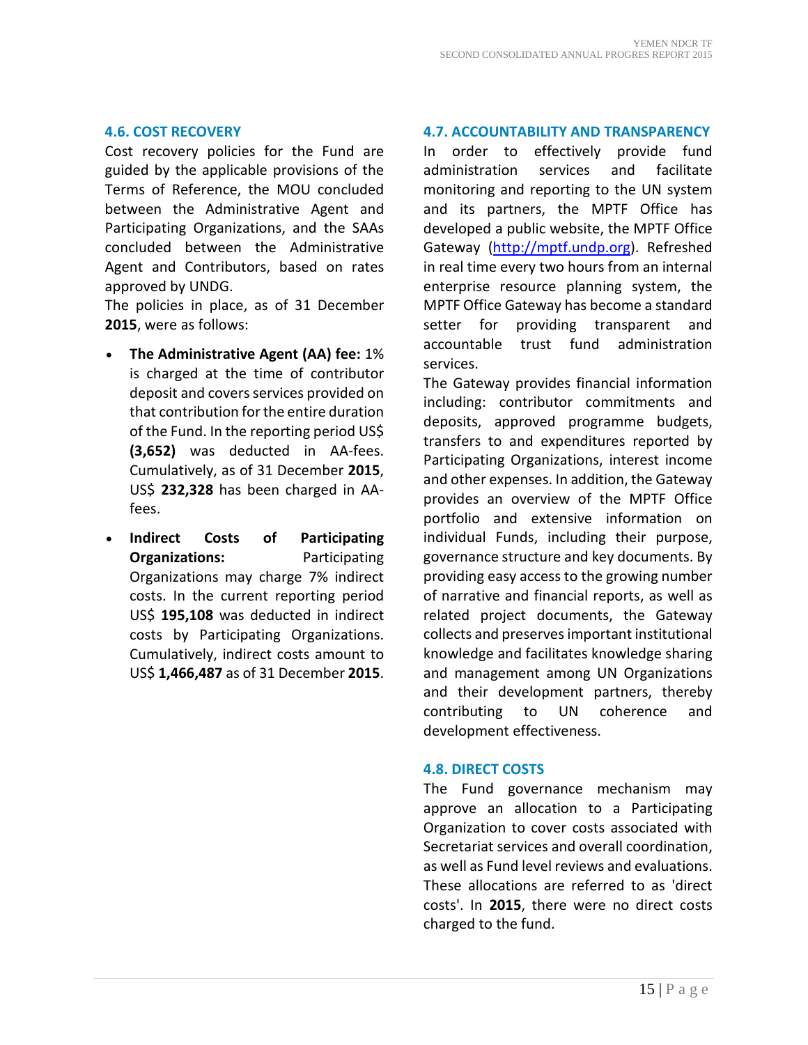### 4.6. COST RECOVERY

Cost recovery policies for the Fund are guided by the applicable provisions of the Terms of Reference, the MOU concluded between the Administrative Agent and Participating Organizations, and the SAAs concluded between the Administrative Agent and Contributors, based on rates approved by UNDG.

The policies in place, as of 31 December **2015**, were as follows:

- **The Administrative Agent (AA) fee:** 1% is charged at the time of contributor deposit and covers services provided on that contribution for the entire duration of the Fund. In the reporting period US$ **(3,652)** was deducted in AA-fees. Cumulatively, as of 31 December **2015**, US$ **232,328** has been charged in AA-fees.
- **Indirect Costs of Participating Organizations:** Participating Organizations may charge 7% indirect costs. In the current reporting period US$ **195,108** was deducted in indirect costs by Participating Organizations. Cumulatively, indirect costs amount to US$ **1,466,487** as of 31 December **2015**.

### 4.7. ACCOUNTABILITY AND TRANSPARENCY

In order to effectively provide fund administration services and facilitate monitoring and reporting to the UN system and its partners, the MPTF Office has developed a public website, the MPTF Office Gateway (http://mptf.undp.org). Refreshed in real time every two hours from an internal enterprise resource planning system, the MPTF Office Gateway has become a standard setter for providing transparent and accountable trust fund administration services.

The Gateway provides financial information including: contributor commitments and deposits, approved programme budgets, transfers to and expenditures reported by Participating Organizations, interest income and other expenses. In addition, the Gateway provides an overview of the MPTF Office portfolio and extensive information on individual Funds, including their purpose, governance structure and key documents. By providing easy access to the growing number of narrative and financial reports, as well as related project documents, the Gateway collects and preserves important institutional knowledge and facilitates knowledge sharing and management among UN Organizations and their development partners, thereby contributing to UN coherence and development effectiveness.

### 4.8. DIRECT COSTS

The Fund governance mechanism may approve an allocation to a Participating Organization to cover costs associated with Secretariat services and overall coordination, as well as Fund level reviews and evaluations. These allocations are referred to as 'direct costs'. In **2015**, there were no direct costs charged to the fund.